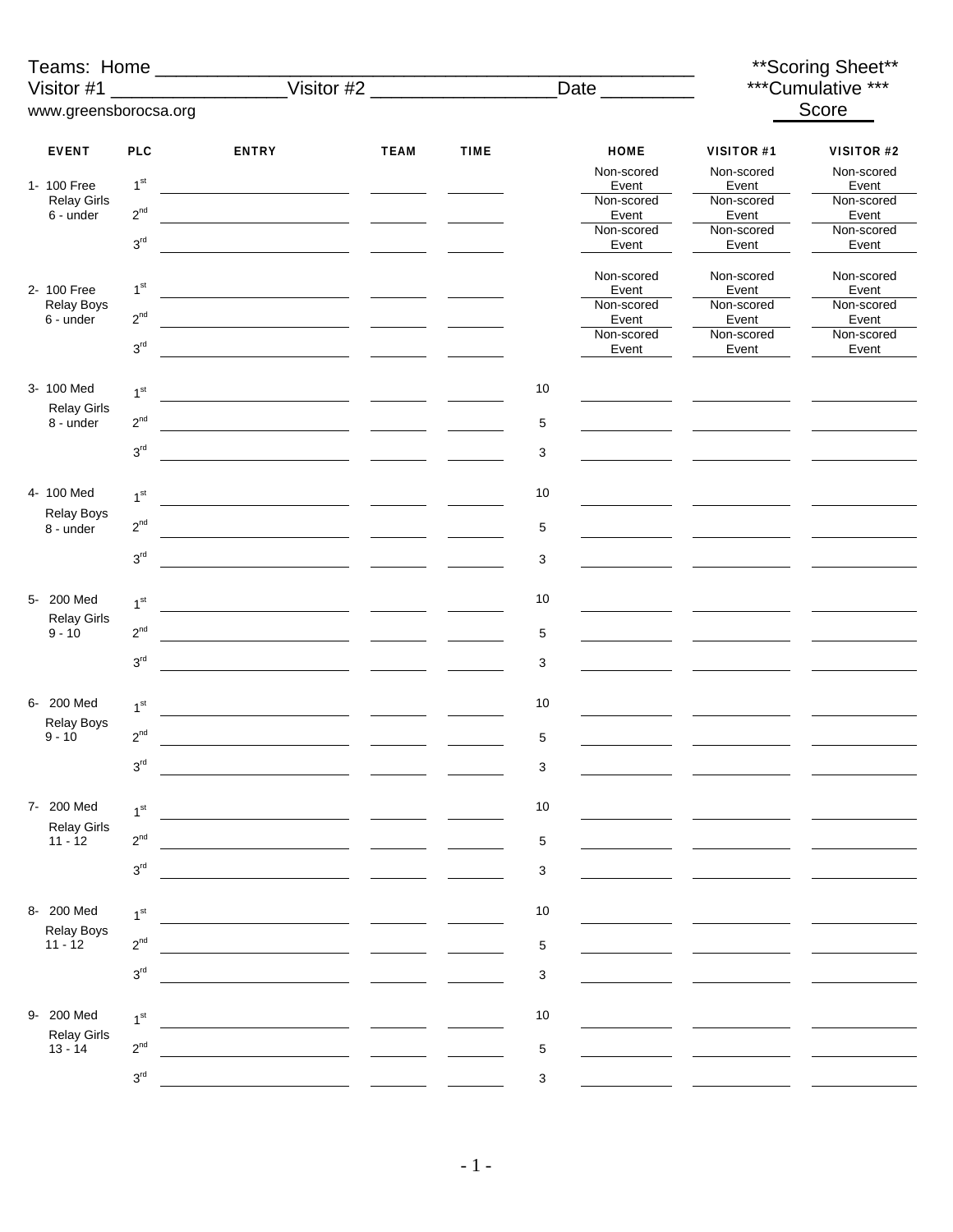Teams: Home ______________________________________________ **Scoring Sheet**

Visitor #1 _______________Visitor #2 _______________Date ________ ***Cumulative ***

www.greensborocsa.org Score

| EVENT | PLC | ENTRY | TEAM | TIME | | HOME | VISITOR #1 | VISITOR #2 |
|---|---|---|---|---|---|---|---|---|
| 1- 100 Free Relay Girls 6 - under | 1st | | | | | Non-scored Event | Non-scored Event | Non-scored Event |
| | 2nd | | | | | Non-scored Event | Non-scored Event | Non-scored Event |
| | 3rd | | | | | Non-scored Event | Non-scored Event | Non-scored Event |
| 2- 100 Free Relay Boys 6 - under | 1st | | | | | Non-scored Event | Non-scored Event | Non-scored Event |
| | 2nd | | | | | Non-scored Event | Non-scored Event | Non-scored Event |
| | 3rd | | | | | Non-scored Event | Non-scored Event | Non-scored Event |
| 3- 100 Med Relay Girls 8 - under | 1st | | | | 10 | | | |
| | 2nd | | | | 5 | | | |
| | 3rd | | | | 3 | | | |
| 4- 100 Med Relay Boys 8 - under | 1st | | | | 10 | | | |
| | 2nd | | | | 5 | | | |
| | 3rd | | | | 3 | | | |
| 5- 200 Med Relay Girls 9 - 10 | 1st | | | | 10 | | | |
| | 2nd | | | | 5 | | | |
| | 3rd | | | | 3 | | | |
| 6- 200 Med Relay Boys 9 - 10 | 1st | | | | 10 | | | |
| | 2nd | | | | 5 | | | |
| | 3rd | | | | 3 | | | |
| 7- 200 Med Relay Girls 11 - 12 | 1st | | | | 10 | | | |
| | 2nd | | | | 5 | | | |
| | 3rd | | | | 3 | | | |
| 8- 200 Med Relay Boys 11 - 12 | 1st | | | | 10 | | | |
| | 2nd | | | | 5 | | | |
| | 3rd | | | | 3 | | | |
| 9- 200 Med Relay Girls 13 - 14 | 1st | | | | 10 | | | |
| | 2nd | | | | 5 | | | |
| | 3rd | | | | 3 | | | |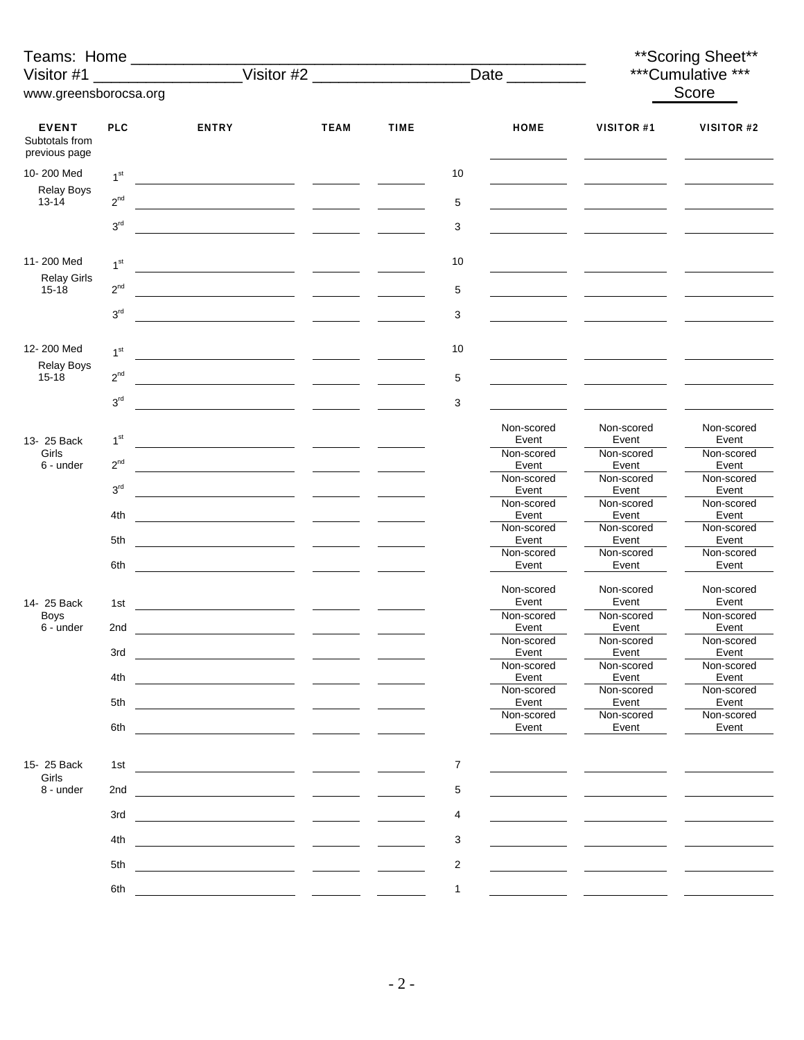Teams: Home ____________________________________________ **Scoring Sheet**

Visitor #1 ________________ Visitor #2 _________________ Date ________ ***Cumulative ***

www.greensborocsa.org Score

| EVENT | PLC | ENTRY | TEAM | TIME | | HOME | VISITOR #1 | VISITOR #2 |
|---|---|---|---|---|---|---|---|---|
| Subtotals from previous page | | | | | | | | |
| 10- 200 Med Relay Boys 13-14 | 1st | | | | 10 | | | |
| | 2nd | | | | 5 | | | |
| | 3rd | | | | 3 | | | |
| 11- 200 Med Relay Girls 15-18 | 1st | | | | 10 | | | |
| | 2nd | | | | 5 | | | |
| | 3rd | | | | 3 | | | |
| 12- 200 Med Relay Boys 15-18 | 1st | | | | 10 | | | |
| | 2nd | | | | 5 | | | |
| | 3rd | | | | 3 | | | |
| 13- 25 Back Girls 6 - under | 1st | | | | | Non-scored Event | Non-scored Event | Non-scored Event |
| | 2nd | | | | | Non-scored Event | Non-scored Event | Non-scored Event |
| | 3rd | | | | | Non-scored Event | Non-scored Event | Non-scored Event |
| | 4th | | | | | Non-scored Event | Non-scored Event | Non-scored Event |
| | 5th | | | | | Non-scored Event | Non-scored Event | Non-scored Event |
| | 6th | | | | | Non-scored Event | Non-scored Event | Non-scored Event |
| 14- 25 Back Boys 6 - under | 1st | | | | | Non-scored Event | Non-scored Event | Non-scored Event |
| | 2nd | | | | | Non-scored Event | Non-scored Event | Non-scored Event |
| | 3rd | | | | | Non-scored Event | Non-scored Event | Non-scored Event |
| | 4th | | | | | Non-scored Event | Non-scored Event | Non-scored Event |
| | 5th | | | | | Non-scored Event | Non-scored Event | Non-scored Event |
| | 6th | | | | | Non-scored Event | Non-scored Event | Non-scored Event |
| 15- 25 Back Girls 8 - under | 1st | | | | 7 | | | |
| | 2nd | | | | 5 | | | |
| | 3rd | | | | 4 | | | |
| | 4th | | | | 3 | | | |
| | 5th | | | | 2 | | | |
| | 6th | | | | 1 | | | |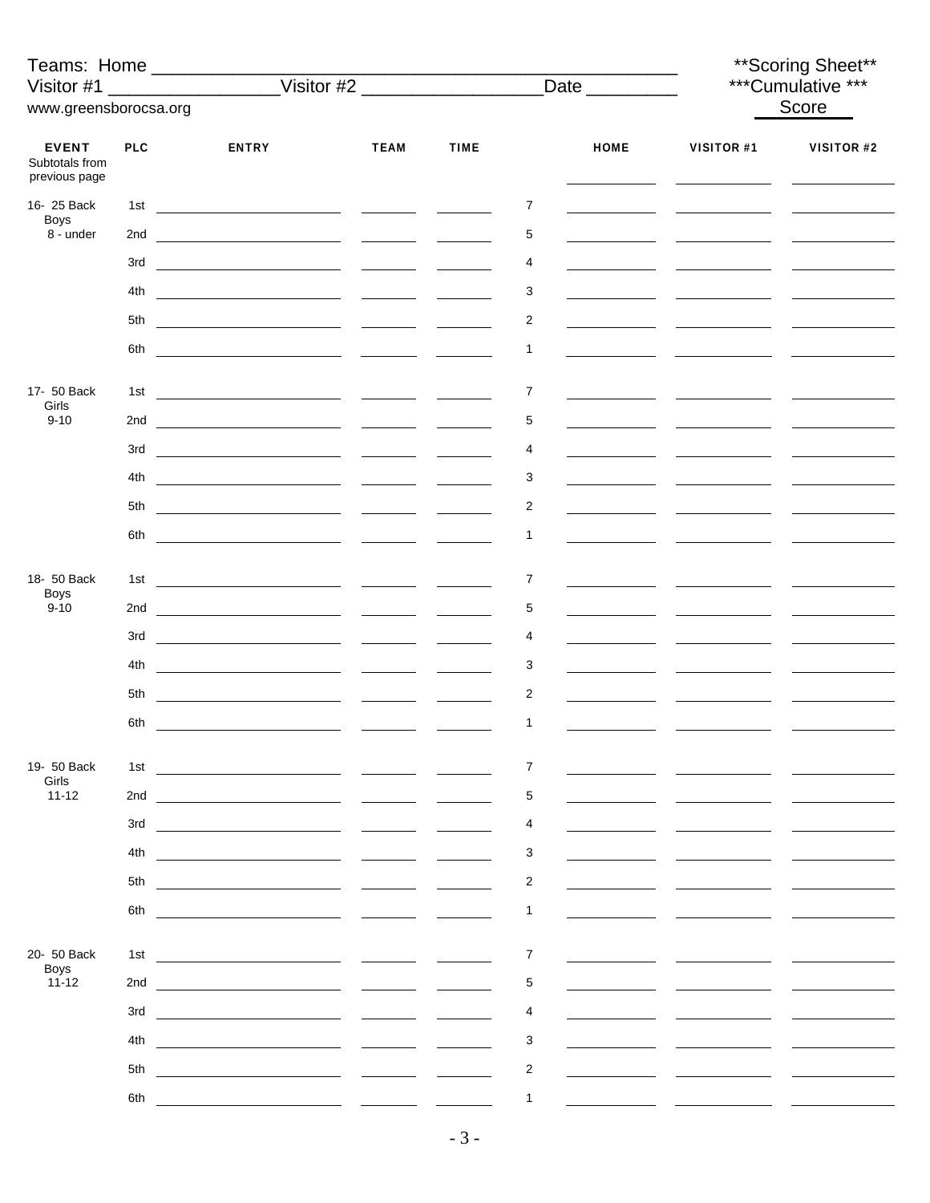Teams: Home ______________________________________________ **Scoring Sheet**

Visitor #1 ________________Visitor #2 _________________Date ________ ***Cumulative ***

www.greensborocsa.org Score

| EVENT | PLC | ENTRY | TEAM | TIME | | HOME | VISITOR #1 | VISITOR #2 |
|---|---|---|---|---|---|---|---|---|
| Subtotals from previous page | | | | | | | | |
| 16- 25 Back Boys 8 - under | 1st | | | | 7 | | | |
| | 2nd | | | | 5 | | | |
| | 3rd | | | | 4 | | | |
| | 4th | | | | 3 | | | |
| | 5th | | | | 2 | | | |
| | 6th | | | | 1 | | | |
| 17- 50 Back Girls 9-10 | 1st | | | | 7 | | | |
| | 2nd | | | | 5 | | | |
| | 3rd | | | | 4 | | | |
| | 4th | | | | 3 | | | |
| | 5th | | | | 2 | | | |
| | 6th | | | | 1 | | | |
| 18- 50 Back Boys 9-10 | 1st | | | | 7 | | | |
| | 2nd | | | | 5 | | | |
| | 3rd | | | | 4 | | | |
| | 4th | | | | 3 | | | |
| | 5th | | | | 2 | | | |
| | 6th | | | | 1 | | | |
| 19- 50 Back Girls 11-12 | 1st | | | | 7 | | | |
| | 2nd | | | | 5 | | | |
| | 3rd | | | | 4 | | | |
| | 4th | | | | 3 | | | |
| | 5th | | | | 2 | | | |
| | 6th | | | | 1 | | | |
| 20- 50 Back Boys 11-12 | 1st | | | | 7 | | | |
| | 2nd | | | | 5 | | | |
| | 3rd | | | | 4 | | | |
| | 4th | | | | 3 | | | |
| | 5th | | | | 2 | | | |
| | 6th | | | | 1 | | | |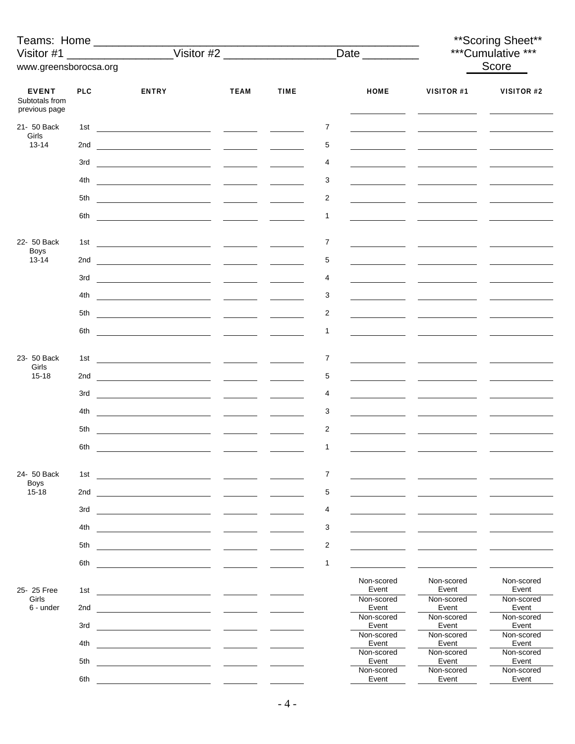Teams: Home ______________________________________________ **Scoring Sheet**

Visitor #1 ________________ Visitor #2 _________________ Date ________ ***Cumulative ***

www.greensborocsa.org Score

| EVENT | PLC | ENTRY | TEAM | TIME | | HOME | VISITOR #1 | VISITOR #2 |
|---|---|---|---|---|---|---|---|---|
| Subtotals from previous page | | | | | | | | |
| 21- 50 Back Girls 13-14 | 1st | | | | 7 | | | |
| | 2nd | | | | 5 | | | |
| | 3rd | | | | 4 | | | |
| | 4th | | | | 3 | | | |
| | 5th | | | | 2 | | | |
| | 6th | | | | 1 | | | |
| 22- 50 Back Boys 13-14 | 1st | | | | 7 | | | |
| | 2nd | | | | 5 | | | |
| | 3rd | | | | 4 | | | |
| | 4th | | | | 3 | | | |
| | 5th | | | | 2 | | | |
| | 6th | | | | 1 | | | |
| 23- 50 Back Girls 15-18 | 1st | | | | 7 | | | |
| | 2nd | | | | 5 | | | |
| | 3rd | | | | 4 | | | |
| | 4th | | | | 3 | | | |
| | 5th | | | | 2 | | | |
| | 6th | | | | 1 | | | |
| 24- 50 Back Boys 15-18 | 1st | | | | 7 | | | |
| | 2nd | | | | 5 | | | |
| | 3rd | | | | 4 | | | |
| | 4th | | | | 3 | | | |
| | 5th | | | | 2 | | | |
| | 6th | | | | 1 | | | |
| 25- 25 Free Girls 6 - under | 1st | | | | | Non-scored Event | Non-scored Event | Non-scored Event |
| | 2nd | | | | | Non-scored Event | Non-scored Event | Non-scored Event |
| | 3rd | | | | | Non-scored Event | Non-scored Event | Non-scored Event |
| | 4th | | | | | Non-scored Event | Non-scored Event | Non-scored Event |
| | 5th | | | | | Non-scored Event | Non-scored Event | Non-scored Event |
| | 6th | | | | | Non-scored Event | Non-scored Event | Non-scored Event |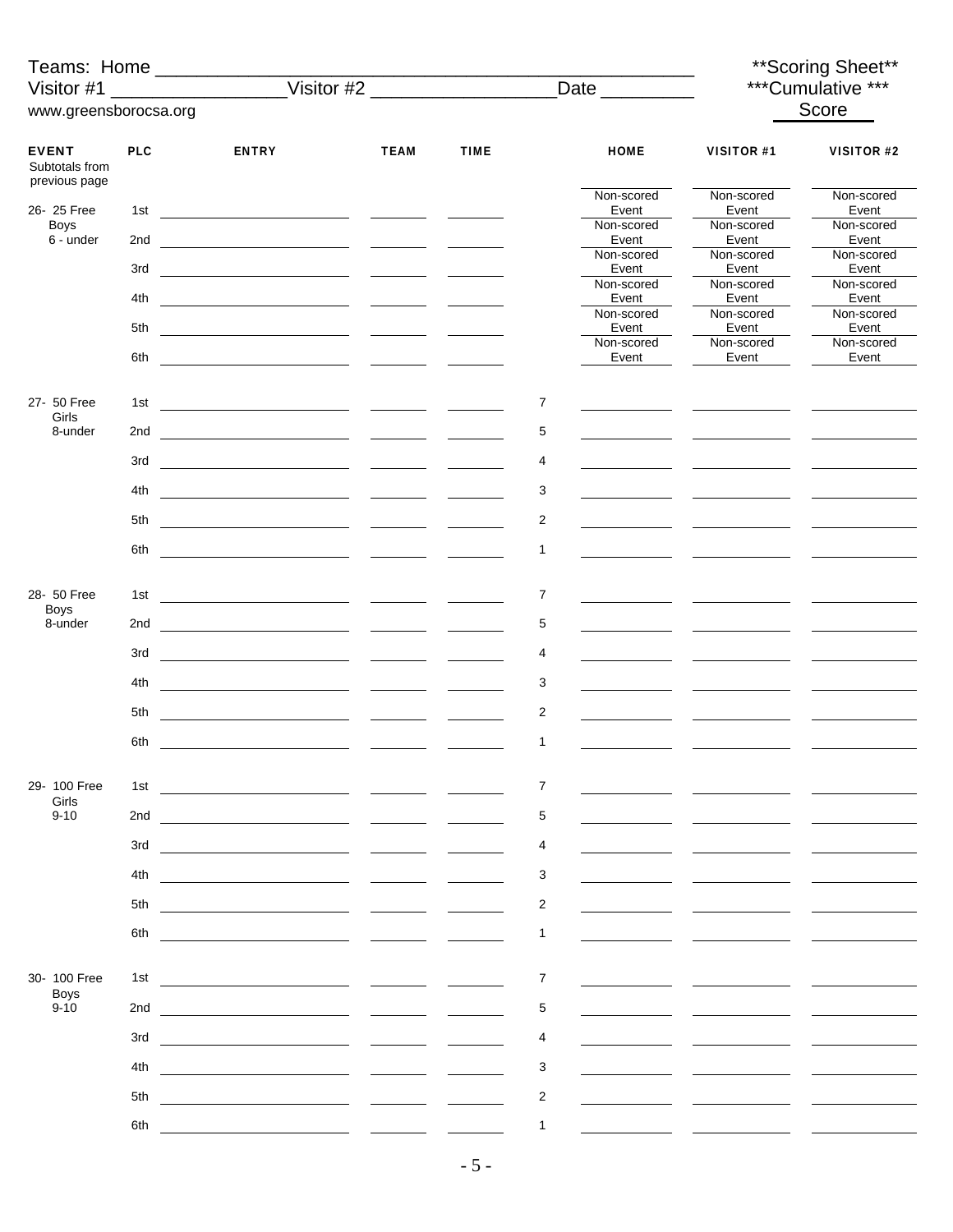Teams: Home ________________________________________________ **Scoring Sheet**

Visitor #1 ________________Visitor #2 _________________Date ________ ***Cumulative ***

www.greensborocsa.org Score

| EVENT | PLC | ENTRY | TEAM | TIME | | HOME | VISITOR #1 | VISITOR #2 |
|---|---|---|---|---|---|---|---|---|
| Subtotals from previous page | | | | | | | | |
| 26- 25 Free Boys 6 - under | 1st | | | | | Non-scored Event | Non-scored Event | Non-scored Event |
| | 2nd | | | | | Non-scored Event | Non-scored Event | Non-scored Event |
| | 3rd | | | | | Non-scored Event | Non-scored Event | Non-scored Event |
| | 4th | | | | | Non-scored Event | Non-scored Event | Non-scored Event |
| | 5th | | | | | Non-scored Event | Non-scored Event | Non-scored Event |
| | 6th | | | | | Non-scored Event | Non-scored Event | Non-scored Event |
| 27- 50 Free Girls 8-under | 1st | | | | 7 | | | |
| | 2nd | | | | 5 | | | |
| | 3rd | | | | 4 | | | |
| | 4th | | | | 3 | | | |
| | 5th | | | | 2 | | | |
| | 6th | | | | 1 | | | |
| 28- 50 Free Boys 8-under | 1st | | | | 7 | | | |
| | 2nd | | | | 5 | | | |
| | 3rd | | | | 4 | | | |
| | 4th | | | | 3 | | | |
| | 5th | | | | 2 | | | |
| | 6th | | | | 1 | | | |
| 29- 100 Free Girls 9-10 | 1st | | | | 7 | | | |
| | 2nd | | | | 5 | | | |
| | 3rd | | | | 4 | | | |
| | 4th | | | | 3 | | | |
| | 5th | | | | 2 | | | |
| | 6th | | | | 1 | | | |
| 30- 100 Free Boys 9-10 | 1st | | | | 7 | | | |
| | 2nd | | | | 5 | | | |
| | 3rd | | | | 4 | | | |
| | 4th | | | | 3 | | | |
| | 5th | | | | 2 | | | |
| | 6th | | | | 1 | | | |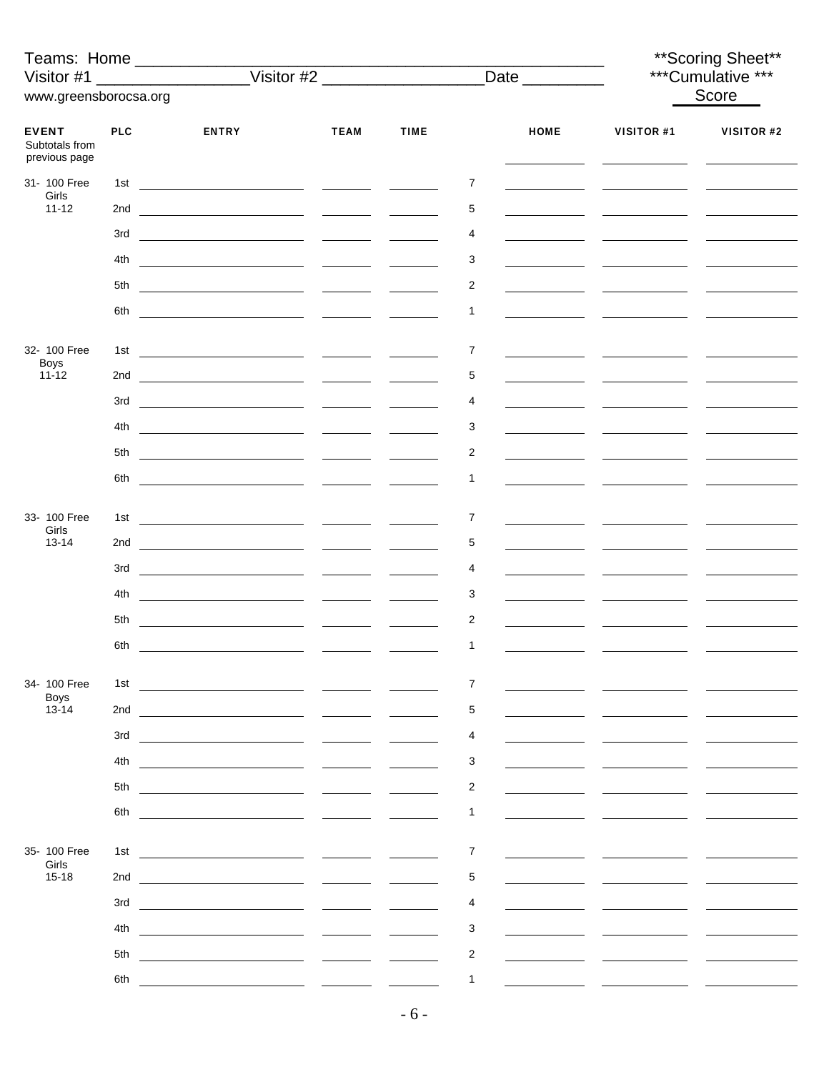Teams: Home ____________________________________________

Visitor #1 ________________Visitor #2 _________________Date ________

www.greensborocsa.org

**Scoring Sheet**
***Cumulative ***
Score

| EVENT | PLC | ENTRY | TEAM | TIME | | HOME | VISITOR #1 | VISITOR #2 |
|---|---|---|---|---|---|---|---|---|
| Subtotals from previous page | | | | | | | | |
| 31- 100 Free Girls 11-12 | 1st | | | | 7 | | | |
| | 2nd | | | | 5 | | | |
| | 3rd | | | | 4 | | | |
| | 4th | | | | 3 | | | |
| | 5th | | | | 2 | | | |
| | 6th | | | | 1 | | | |
| 32- 100 Free Boys 11-12 | 1st | | | | 7 | | | |
| | 2nd | | | | 5 | | | |
| | 3rd | | | | 4 | | | |
| | 4th | | | | 3 | | | |
| | 5th | | | | 2 | | | |
| | 6th | | | | 1 | | | |
| 33- 100 Free Girls 13-14 | 1st | | | | 7 | | | |
| | 2nd | | | | 5 | | | |
| | 3rd | | | | 4 | | | |
| | 4th | | | | 3 | | | |
| | 5th | | | | 2 | | | |
| | 6th | | | | 1 | | | |
| 34- 100 Free Boys 13-14 | 1st | | | | 7 | | | |
| | 2nd | | | | 5 | | | |
| | 3rd | | | | 4 | | | |
| | 4th | | | | 3 | | | |
| | 5th | | | | 2 | | | |
| | 6th | | | | 1 | | | |
| 35- 100 Free Girls 15-18 | 1st | | | | 7 | | | |
| | 2nd | | | | 5 | | | |
| | 3rd | | | | 4 | | | |
| | 4th | | | | 3 | | | |
| | 5th | | | | 2 | | | |
| | 6th | | | | 1 | | | |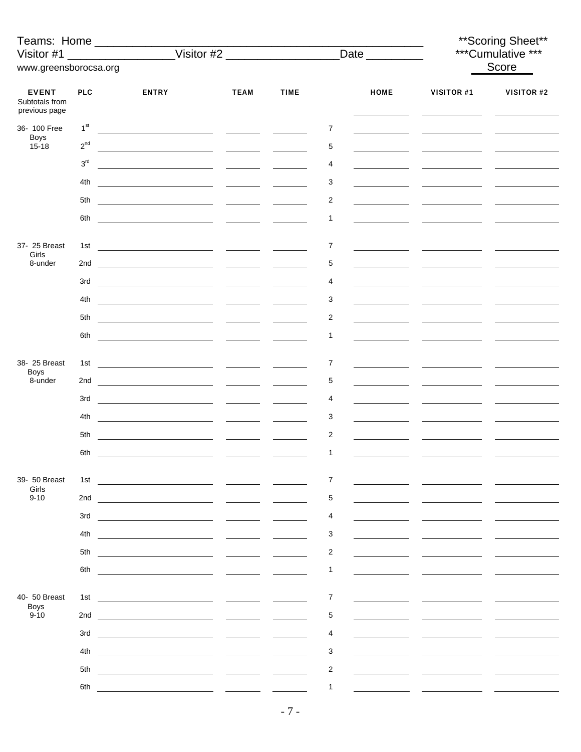Teams: Home ______________________________________________

Visitor #1 ________________Visitor #2 _________________Date ________

www.greensborocsa.org

**Scoring Sheet**
***Cumulative ***
Score

| EVENT | PLC | ENTRY | TEAM | TIME | | HOME | VISITOR #1 | VISITOR #2 |
|---|---|---|---|---|---|---|---|---|
| Subtotals from previous page | | | | | | | | |
| 36- 100 Free Boys 15-18 | 1st | | | | 7 | | | |
| | 2nd | | | | 5 | | | |
| | 3rd | | | | 4 | | | |
| | 4th | | | | 3 | | | |
| | 5th | | | | 2 | | | |
| | 6th | | | | 1 | | | |
| 37- 25 Breast Girls 8-under | 1st | | | | 7 | | | |
| | 2nd | | | | 5 | | | |
| | 3rd | | | | 4 | | | |
| | 4th | | | | 3 | | | |
| | 5th | | | | 2 | | | |
| | 6th | | | | 1 | | | |
| 38- 25 Breast Boys 8-under | 1st | | | | 7 | | | |
| | 2nd | | | | 5 | | | |
| | 3rd | | | | 4 | | | |
| | 4th | | | | 3 | | | |
| | 5th | | | | 2 | | | |
| | 6th | | | | 1 | | | |
| 39- 50 Breast Girls 9-10 | 1st | | | | 7 | | | |
| | 2nd | | | | 5 | | | |
| | 3rd | | | | 4 | | | |
| | 4th | | | | 3 | | | |
| | 5th | | | | 2 | | | |
| | 6th | | | | 1 | | | |
| 40- 50 Breast Boys 9-10 | 1st | | | | 7 | | | |
| | 2nd | | | | 5 | | | |
| | 3rd | | | | 4 | | | |
| | 4th | | | | 3 | | | |
| | 5th | | | | 2 | | | |
| | 6th | | | | 1 | | | |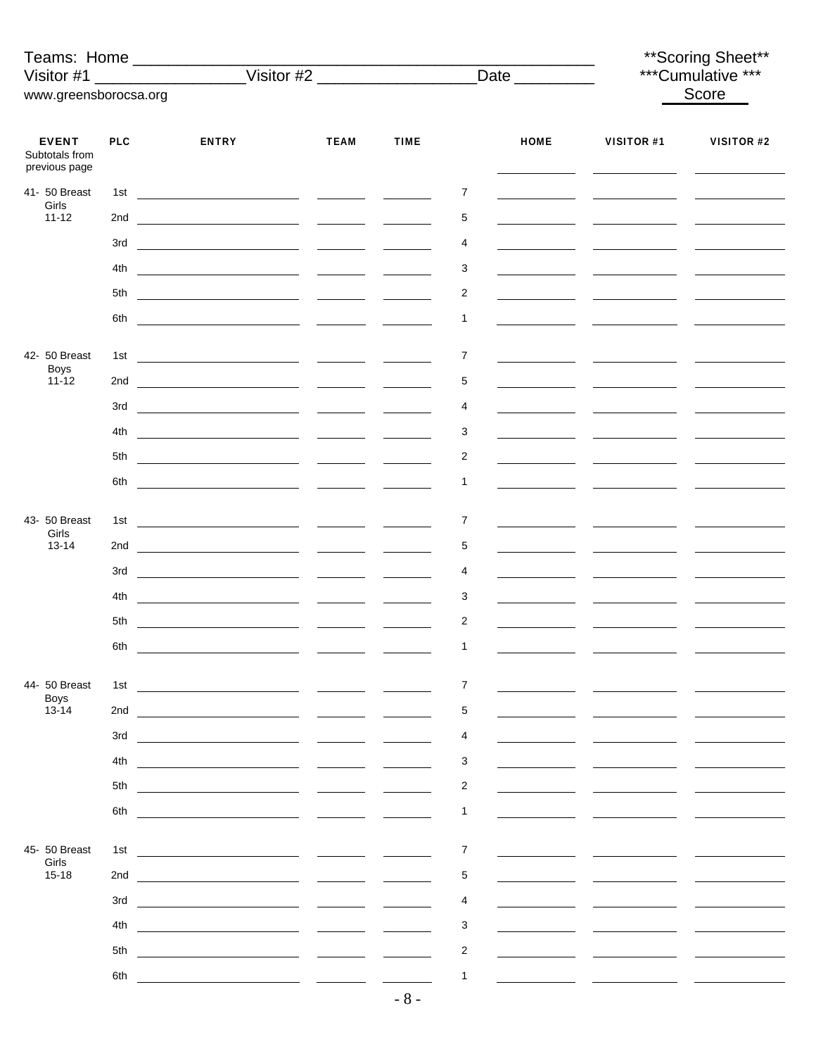Teams: Home ________________________________________________ **Scoring Sheet**

Visitor #1 ________________Visitor #2 _________________Date ________ ***Cumulative ***

www.greensborocsa.org Score

| EVENT | PLC | ENTRY | TEAM | TIME | | HOME | VISITOR #1 | VISITOR #2 |
|---|---|---|---|---|---|---|---|---|
| Subtotals from previous page | | | | | | | | |
| 41- 50 Breast Girls 11-12 | 1st | | | | 7 | | | |
| | 2nd | | | | 5 | | | |
| | 3rd | | | | 4 | | | |
| | 4th | | | | 3 | | | |
| | 5th | | | | 2 | | | |
| | 6th | | | | 1 | | | |
| 42- 50 Breast Boys 11-12 | 1st | | | | 7 | | | |
| | 2nd | | | | 5 | | | |
| | 3rd | | | | 4 | | | |
| | 4th | | | | 3 | | | |
| | 5th | | | | 2 | | | |
| | 6th | | | | 1 | | | |
| 43- 50 Breast Girls 13-14 | 1st | | | | 7 | | | |
| | 2nd | | | | 5 | | | |
| | 3rd | | | | 4 | | | |
| | 4th | | | | 3 | | | |
| | 5th | | | | 2 | | | |
| | 6th | | | | 1 | | | |
| 44- 50 Breast Boys 13-14 | 1st | | | | 7 | | | |
| | 2nd | | | | 5 | | | |
| | 3rd | | | | 4 | | | |
| | 4th | | | | 3 | | | |
| | 5th | | | | 2 | | | |
| | 6th | | | | 1 | | | |
| 45- 50 Breast Girls 15-18 | 1st | | | | 7 | | | |
| | 2nd | | | | 5 | | | |
| | 3rd | | | | 4 | | | |
| | 4th | | | | 3 | | | |
| | 5th | | | | 2 | | | |
| | 6th | | | | 1 | | | |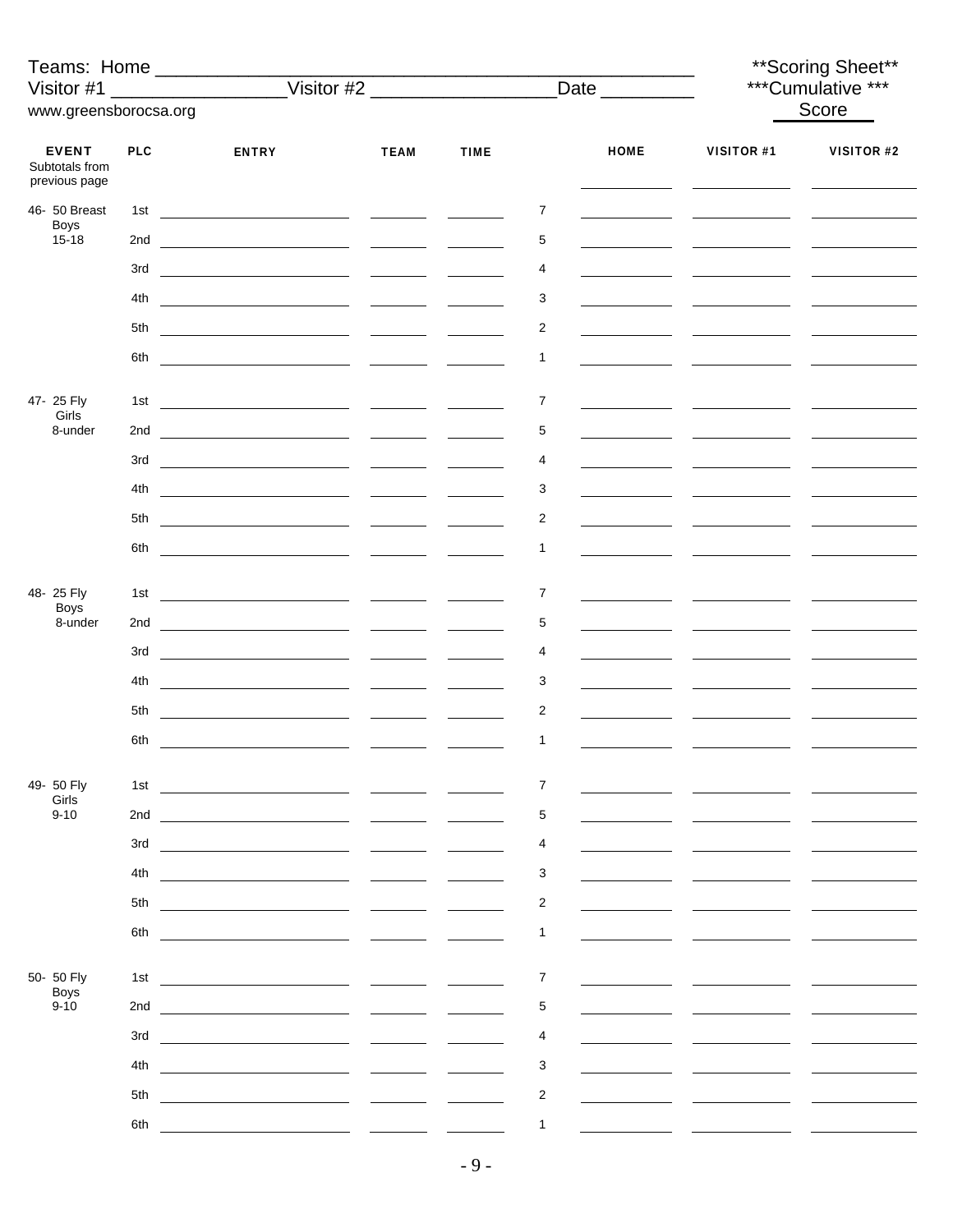Teams: Home ____________________________________________________

Visitor #1 ________________ Visitor #2 _________________ Date _________

www.greensborocsa.org

**Scoring Sheet**
***Cumulative ***
Score

| EVENT | PLC | ENTRY | TEAM | TIME | | HOME | VISITOR #1 | VISITOR #2 |
|---|---|---|---|---|---|---|---|---|
| Subtotals from previous page | | | | | | | | |
| 46- 50 Breast Boys 15-18 | 1st | | | | 7 | | | |
| | 2nd | | | | 5 | | | |
| | 3rd | | | | 4 | | | |
| | 4th | | | | 3 | | | |
| | 5th | | | | 2 | | | |
| | 6th | | | | 1 | | | |
| 47- 25 Fly Girls 8-under | 1st | | | | 7 | | | |
| | 2nd | | | | 5 | | | |
| | 3rd | | | | 4 | | | |
| | 4th | | | | 3 | | | |
| | 5th | | | | 2 | | | |
| | 6th | | | | 1 | | | |
| 48- 25 Fly Boys 8-under | 1st | | | | 7 | | | |
| | 2nd | | | | 5 | | | |
| | 3rd | | | | 4 | | | |
| | 4th | | | | 3 | | | |
| | 5th | | | | 2 | | | |
| | 6th | | | | 1 | | | |
| 49- 50 Fly Girls 9-10 | 1st | | | | 7 | | | |
| | 2nd | | | | 5 | | | |
| | 3rd | | | | 4 | | | |
| | 4th | | | | 3 | | | |
| | 5th | | | | 2 | | | |
| | 6th | | | | 1 | | | |
| 50- 50 Fly Boys 9-10 | 1st | | | | 7 | | | |
| | 2nd | | | | 5 | | | |
| | 3rd | | | | 4 | | | |
| | 4th | | | | 3 | | | |
| | 5th | | | | 2 | | | |
| | 6th | | | | 1 | | | |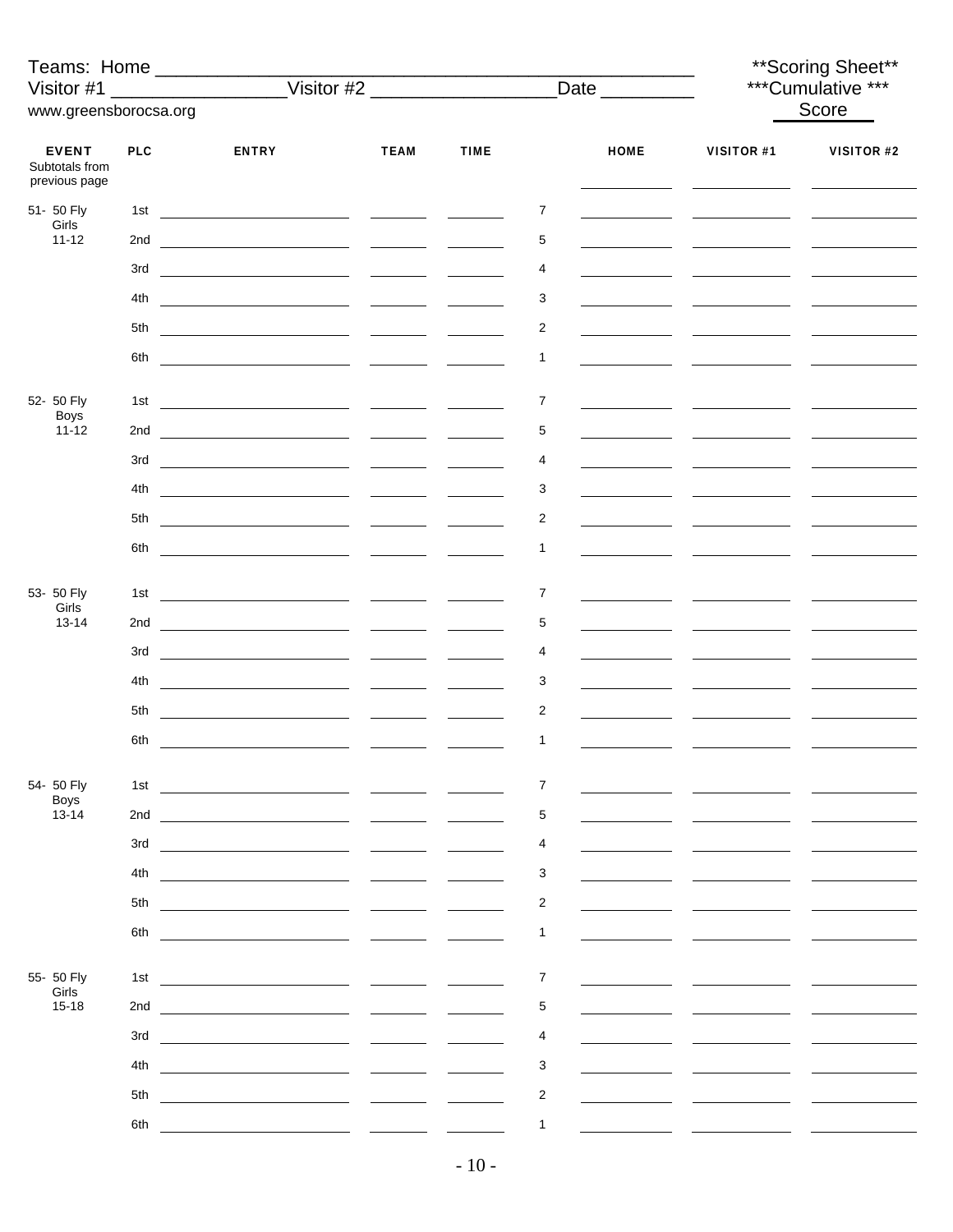Teams: Home ________________________________________________ **Scoring Sheet**

Visitor #1 ________________Visitor #2 _________________Date ________ ***Cumulative ***

www.greensborocsa.org **Score**

| EVENT | PLC | ENTRY | TEAM | TIME | | HOME | VISITOR #1 | VISITOR #2 |
|---|---|---|---|---|---|---|---|---|
| Subtotals from previous page | | | | | | | | |
| 51- 50 Fly Girls 11-12 | 1st | | | | 7 | | | |
| | 2nd | | | | 5 | | | |
| | 3rd | | | | 4 | | | |
| | 4th | | | | 3 | | | |
| | 5th | | | | 2 | | | |
| | 6th | | | | 1 | | | |
| 52- 50 Fly Boys 11-12 | 1st | | | | 7 | | | |
| | 2nd | | | | 5 | | | |
| | 3rd | | | | 4 | | | |
| | 4th | | | | 3 | | | |
| | 5th | | | | 2 | | | |
| | 6th | | | | 1 | | | |
| 53- 50 Fly Girls 13-14 | 1st | | | | 7 | | | |
| | 2nd | | | | 5 | | | |
| | 3rd | | | | 4 | | | |
| | 4th | | | | 3 | | | |
| | 5th | | | | 2 | | | |
| | 6th | | | | 1 | | | |
| 54- 50 Fly Boys 13-14 | 1st | | | | 7 | | | |
| | 2nd | | | | 5 | | | |
| | 3rd | | | | 4 | | | |
| | 4th | | | | 3 | | | |
| | 5th | | | | 2 | | | |
| | 6th | | | | 1 | | | |
| 55- 50 Fly Girls 15-18 | 1st | | | | 7 | | | |
| | 2nd | | | | 5 | | | |
| | 3rd | | | | 4 | | | |
| | 4th | | | | 3 | | | |
| | 5th | | | | 2 | | | |
| | 6th | | | | 1 | | | |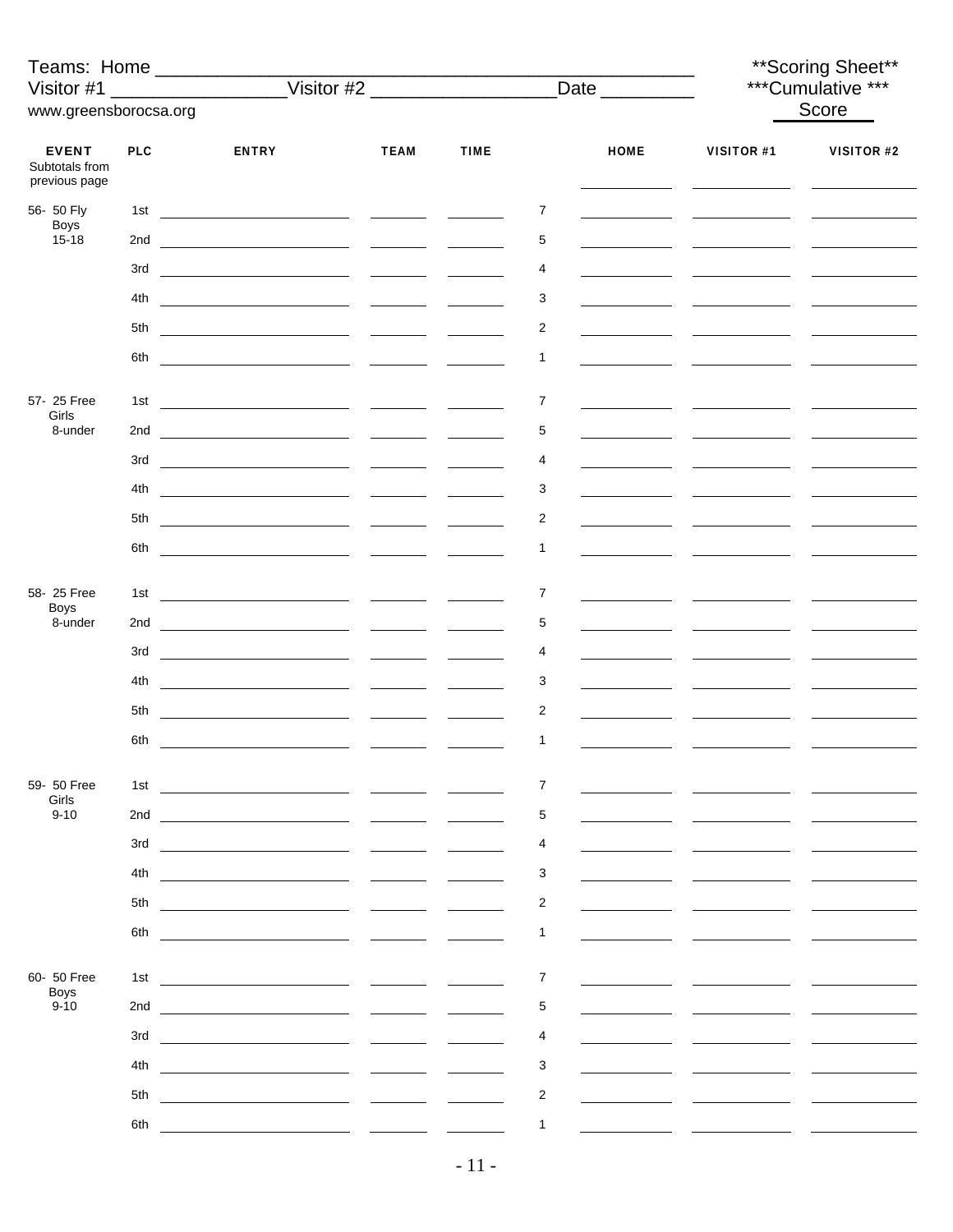Teams: Home ____________________________________________________

Visitor #1 _________________Visitor #2 __________________Date _________

www.greensborocsa.org

**Scoring Sheet**

***Cumulative ***

Score

| EVENT | PLC | ENTRY | TEAM | TIME | | HOME | VISITOR #1 | VISITOR #2 |
|---|---|---|---|---|---|---|---|---|
| Subtotals from previous page | | | | | | | | |
| 56- 50 Fly Boys 15-18 | 1st | | | | 7 | | | |
| | 2nd | | | | 5 | | | |
| | 3rd | | | | 4 | | | |
| | 4th | | | | 3 | | | |
| | 5th | | | | 2 | | | |
| | 6th | | | | 1 | | | |
| 57- 25 Free Girls 8-under | 1st | | | | 7 | | | |
| | 2nd | | | | 5 | | | |
| | 3rd | | | | 4 | | | |
| | 4th | | | | 3 | | | |
| | 5th | | | | 2 | | | |
| | 6th | | | | 1 | | | |
| 58- 25 Free Boys 8-under | 1st | | | | 7 | | | |
| | 2nd | | | | 5 | | | |
| | 3rd | | | | 4 | | | |
| | 4th | | | | 3 | | | |
| | 5th | | | | 2 | | | |
| | 6th | | | | 1 | | | |
| 59- 50 Free Girls 9-10 | 1st | | | | 7 | | | |
| | 2nd | | | | 5 | | | |
| | 3rd | | | | 4 | | | |
| | 4th | | | | 3 | | | |
| | 5th | | | | 2 | | | |
| | 6th | | | | 1 | | | |
| 60- 50 Free Boys 9-10 | 1st | | | | 7 | | | |
| | 2nd | | | | 5 | | | |
| | 3rd | | | | 4 | | | |
| | 4th | | | | 3 | | | |
| | 5th | | | | 2 | | | |
| | 6th | | | | 1 | | | |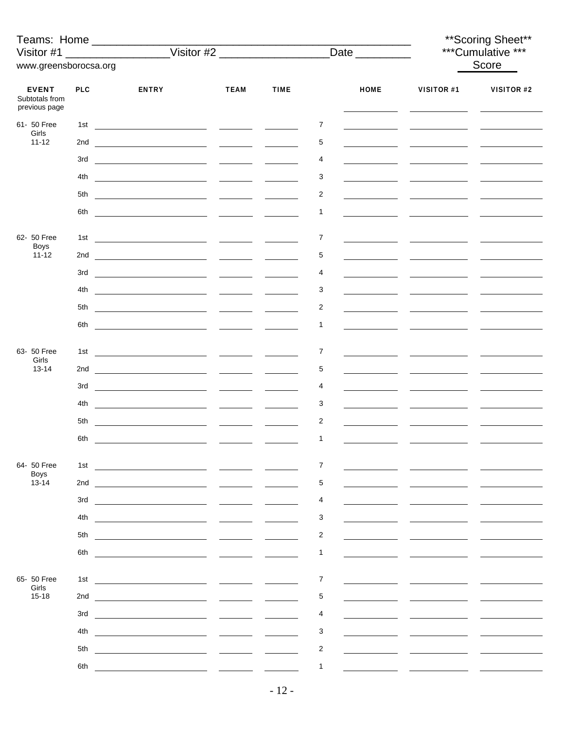Teams: Home ______________________________________________ **Scoring Sheet**

Visitor #1 ________________Visitor #2 _________________Date ________ ***Cumulative ***

www.greensborocsa.org Score

| EVENT | PLC | ENTRY | TEAM | TIME | | HOME | VISITOR #1 | VISITOR #2 |
|---|---|---|---|---|---|---|---|---|
| Subtotals from previous page | | | | | | | | |
| 61- 50 Free Girls 11-12 | 1st | | | | 7 | | | |
| | 2nd | | | | 5 | | | |
| | 3rd | | | | 4 | | | |
| | 4th | | | | 3 | | | |
| | 5th | | | | 2 | | | |
| | 6th | | | | 1 | | | |
| 62- 50 Free Boys 11-12 | 1st | | | | 7 | | | |
| | 2nd | | | | 5 | | | |
| | 3rd | | | | 4 | | | |
| | 4th | | | | 3 | | | |
| | 5th | | | | 2 | | | |
| | 6th | | | | 1 | | | |
| 63- 50 Free Girls 13-14 | 1st | | | | 7 | | | |
| | 2nd | | | | 5 | | | |
| | 3rd | | | | 4 | | | |
| | 4th | | | | 3 | | | |
| | 5th | | | | 2 | | | |
| | 6th | | | | 1 | | | |
| 64- 50 Free Boys 13-14 | 1st | | | | 7 | | | |
| | 2nd | | | | 5 | | | |
| | 3rd | | | | 4 | | | |
| | 4th | | | | 3 | | | |
| | 5th | | | | 2 | | | |
| | 6th | | | | 1 | | | |
| 65- 50 Free Girls 15-18 | 1st | | | | 7 | | | |
| | 2nd | | | | 5 | | | |
| | 3rd | | | | 4 | | | |
| | 4th | | | | 3 | | | |
| | 5th | | | | 2 | | | |
| | 6th | | | | 1 | | | |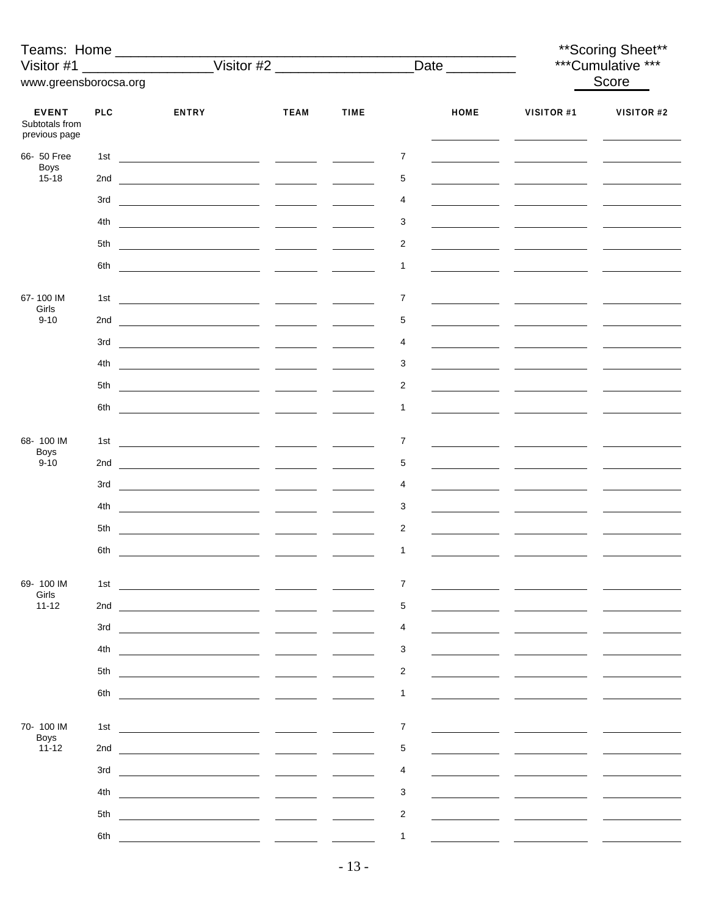Teams: Home ____________________________________________________

Visitor #1 ________________Visitor #2 _________________Date ________

www.greensborocsa.org

**Scoring Sheet**
***Cumulative ***
Score

| EVENT | PLC | ENTRY | TEAM | TIME | | HOME | VISITOR #1 | VISITOR #2 |
|---|---|---|---|---|---|---|---|---|
| Subtotals from previous page | | | | | | | | |
| 66- 50 Free Boys 15-18 | 1st | | | | 7 | | | |
| | 2nd | | | | 5 | | | |
| | 3rd | | | | 4 | | | |
| | 4th | | | | 3 | | | |
| | 5th | | | | 2 | | | |
| | 6th | | | | 1 | | | |
| 67- 100 IM Girls 9-10 | 1st | | | | 7 | | | |
| | 2nd | | | | 5 | | | |
| | 3rd | | | | 4 | | | |
| | 4th | | | | 3 | | | |
| | 5th | | | | 2 | | | |
| | 6th | | | | 1 | | | |
| 68- 100 IM Boys 9-10 | 1st | | | | 7 | | | |
| | 2nd | | | | 5 | | | |
| | 3rd | | | | 4 | | | |
| | 4th | | | | 3 | | | |
| | 5th | | | | 2 | | | |
| | 6th | | | | 1 | | | |
| 69- 100 IM Girls 11-12 | 1st | | | | 7 | | | |
| | 2nd | | | | 5 | | | |
| | 3rd | | | | 4 | | | |
| | 4th | | | | 3 | | | |
| | 5th | | | | 2 | | | |
| | 6th | | | | 1 | | | |
| 70- 100 IM Boys 11-12 | 1st | | | | 7 | | | |
| | 2nd | | | | 5 | | | |
| | 3rd | | | | 4 | | | |
| | 4th | | | | 3 | | | |
| | 5th | | | | 2 | | | |
| | 6th | | | | 1 | | | |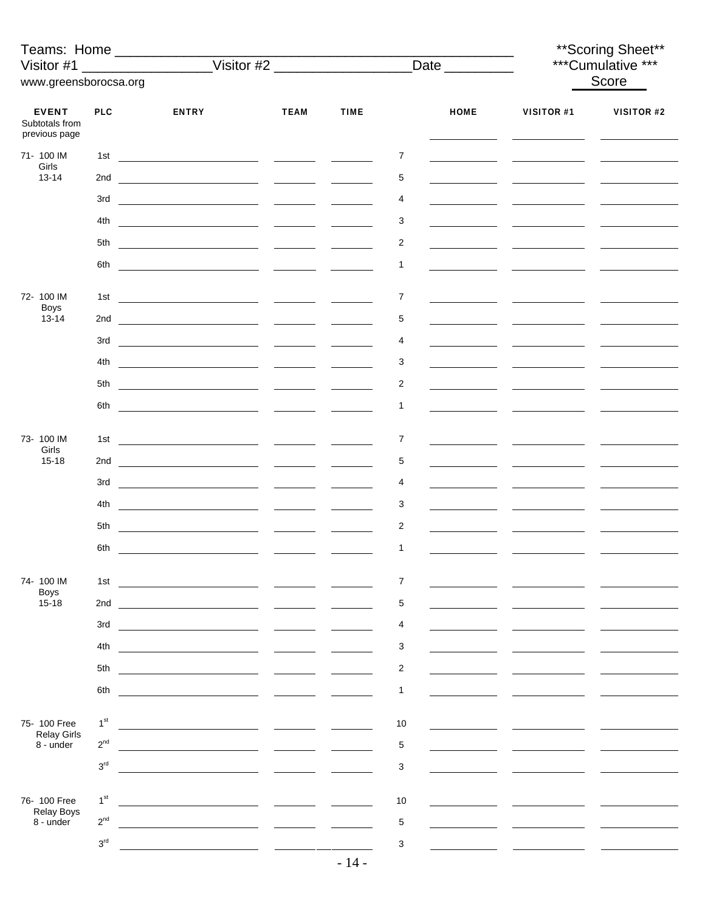Teams: Home ____________________________________________ **Scoring Sheet**

Visitor #1 ________________Visitor #2 _________________Date ________ ***Cumulative ***

www.greensborocsa.org Score

| EVENT | PLC | ENTRY | TEAM | TIME | | HOME | VISITOR #1 | VISITOR #2 |
|---|---|---|---|---|---|---|---|---|
| Subtotals from previous page | | | | | | | | |
| 71- 100 IM Girls 13-14 | 1st | | | | 7 | | | |
| | 2nd | | | | 5 | | | |
| | 3rd | | | | 4 | | | |
| | 4th | | | | 3 | | | |
| | 5th | | | | 2 | | | |
| | 6th | | | | 1 | | | |
| 72- 100 IM Boys 13-14 | 1st | | | | 7 | | | |
| | 2nd | | | | 5 | | | |
| | 3rd | | | | 4 | | | |
| | 4th | | | | 3 | | | |
| | 5th | | | | 2 | | | |
| | 6th | | | | 1 | | | |
| 73- 100 IM Girls 15-18 | 1st | | | | 7 | | | |
| | 2nd | | | | 5 | | | |
| | 3rd | | | | 4 | | | |
| | 4th | | | | 3 | | | |
| | 5th | | | | 2 | | | |
| | 6th | | | | 1 | | | |
| 74- 100 IM Boys 15-18 | 1st | | | | 7 | | | |
| | 2nd | | | | 5 | | | |
| | 3rd | | | | 4 | | | |
| | 4th | | | | 3 | | | |
| | 5th | | | | 2 | | | |
| | 6th | | | | 1 | | | |
| 75- 100 Free Relay Girls 8 - under | 1st | | | | 10 | | | |
| | 2nd | | | | 5 | | | |
| | 3rd | | | | 3 | | | |
| 76- 100 Free Relay Boys 8 - under | 1st | | | | 10 | | | |
| | 2nd | | | | 5 | | | |
| | 3rd | | | | 3 | | | |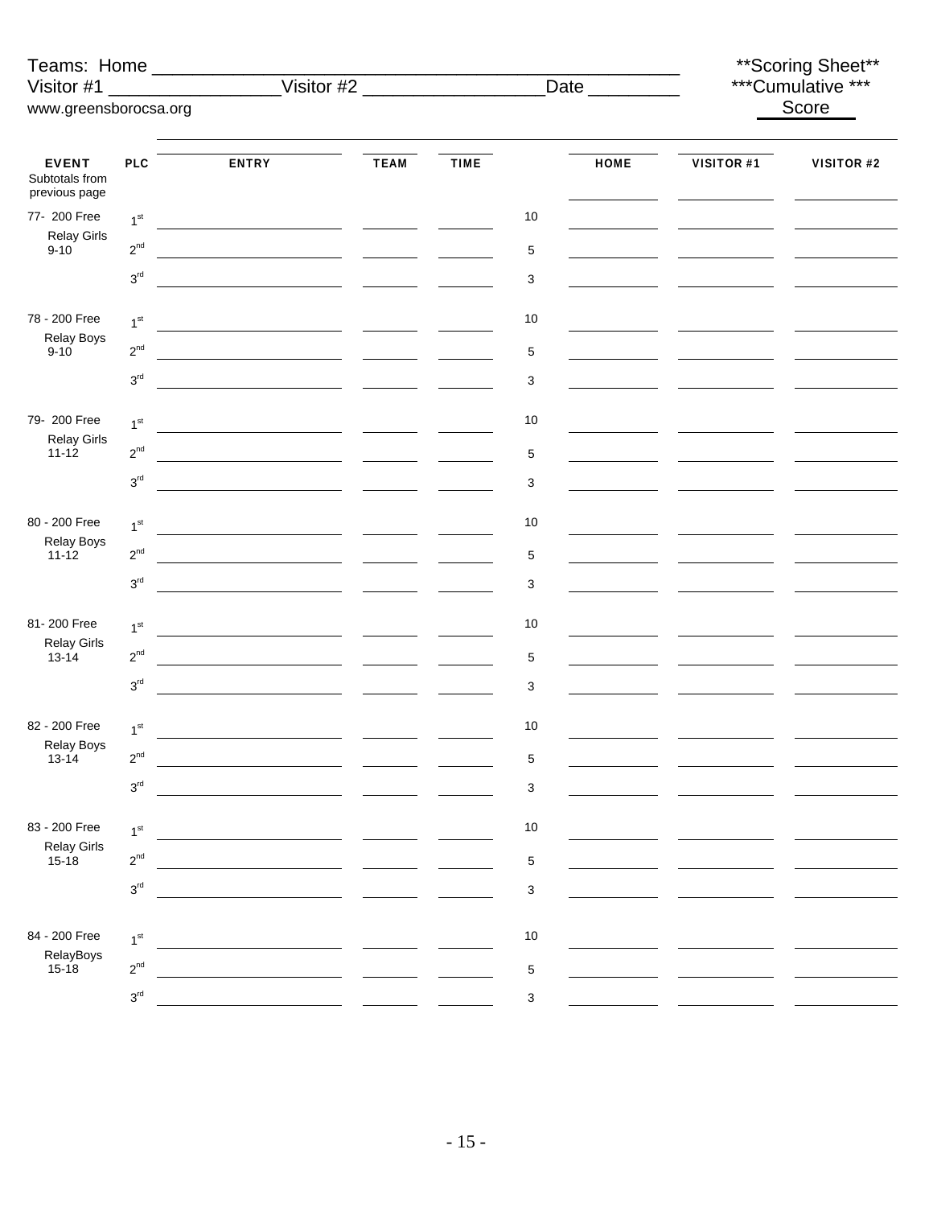Teams: Home ________________________________________________ **Scoring Sheet**

Visitor #1 ________________Visitor #2 _________________Date ________ ***Cumulative ***

www.greensborocsa.org Score

| EVENT | PLC | ENTRY | TEAM | TIME | | HOME | VISITOR #1 | VISITOR #2 |
|---|---|---|---|---|---|---|---|---|
| Subtotals from previous page | | | | | | | | |
| 77- 200 Free Relay Girls 9-10 | 1st | | | | 10 | | | |
| | 2nd | | | | 5 | | | |
| | 3rd | | | | 3 | | | |
| 78 - 200 Free Relay Boys 9-10 | 1st | | | | 10 | | | |
| | 2nd | | | | 5 | | | |
| | 3rd | | | | 3 | | | |
| 79- 200 Free Relay Girls 11-12 | 1st | | | | 10 | | | |
| | 2nd | | | | 5 | | | |
| | 3rd | | | | 3 | | | |
| 80 - 200 Free Relay Boys 11-12 | 1st | | | | 10 | | | |
| | 2nd | | | | 5 | | | |
| | 3rd | | | | 3 | | | |
| 81- 200 Free Relay Girls 13-14 | 1st | | | | 10 | | | |
| | 2nd | | | | 5 | | | |
| | 3rd | | | | 3 | | | |
| 82 - 200 Free Relay Boys 13-14 | 1st | | | | 10 | | | |
| | 2nd | | | | 5 | | | |
| | 3rd | | | | 3 | | | |
| 83 - 200 Free Relay Girls 15-18 | 1st | | | | 10 | | | |
| | 2nd | | | | 5 | | | |
| | 3rd | | | | 3 | | | |
| 84 - 200 Free RelayBoys 15-18 | 1st | | | | 10 | | | |
| | 2nd | | | | 5 | | | |
| | 3rd | | | | 3 | | | |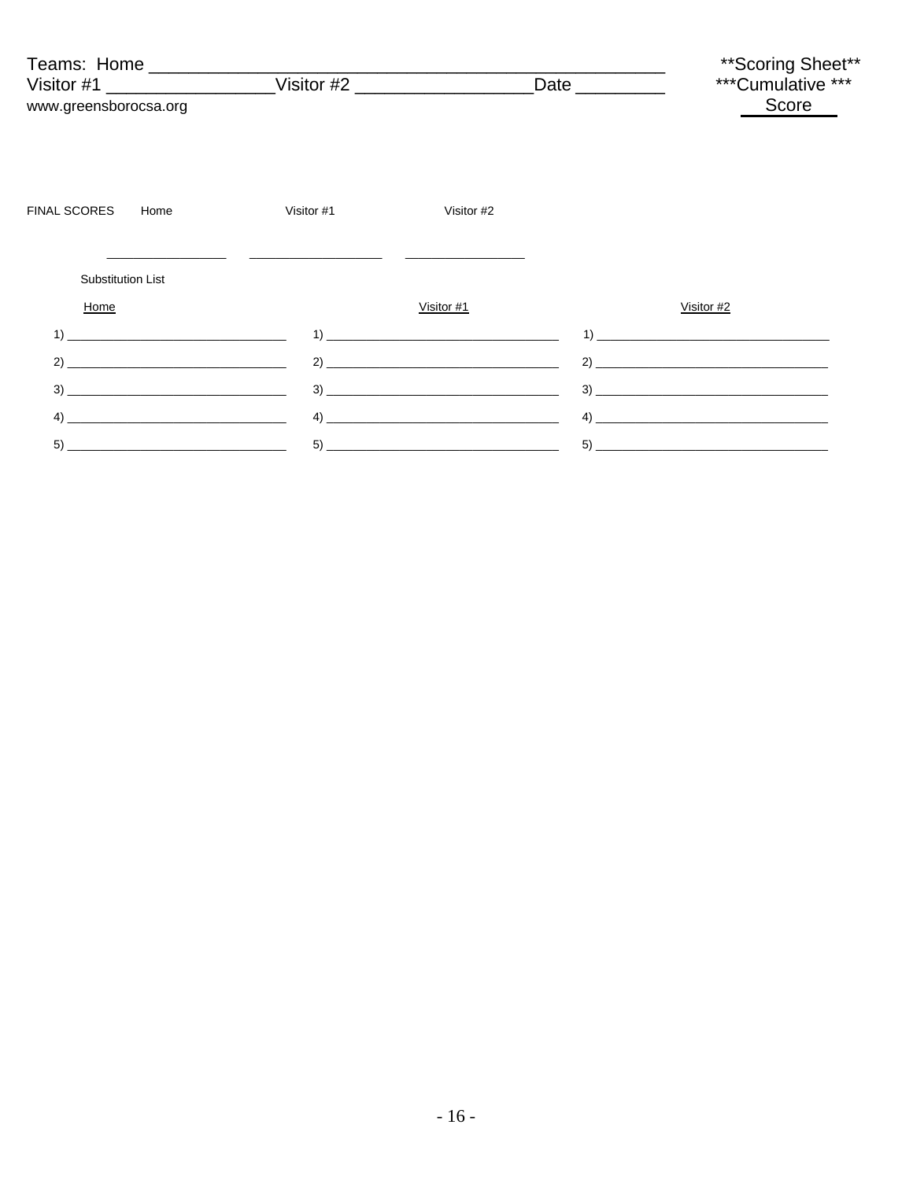Teams: Home ____________________________________________________

Visitor #1 ________________Visitor #2 _________________Date _________

www.greensborocsa.org

**Scoring Sheet**
***Cumulative ***
Score

FINAL SCORES Home Visitor #1 Visitor #2

_________________ _________________ _________________

Substitution List

| Home | Visitor #1 | Visitor #2 |
|---|---|---|
| 1) ______________________ | 1) ______________________ | 1) ______________________ |
| 2) ______________________ | 2) ______________________ | 2) ______________________ |
| 3) ______________________ | 3) ______________________ | 3) ______________________ |
| 4) ______________________ | 4) ______________________ | 4) ______________________ |
| 5) ______________________ | 5) ______________________ | 5) ______________________ |